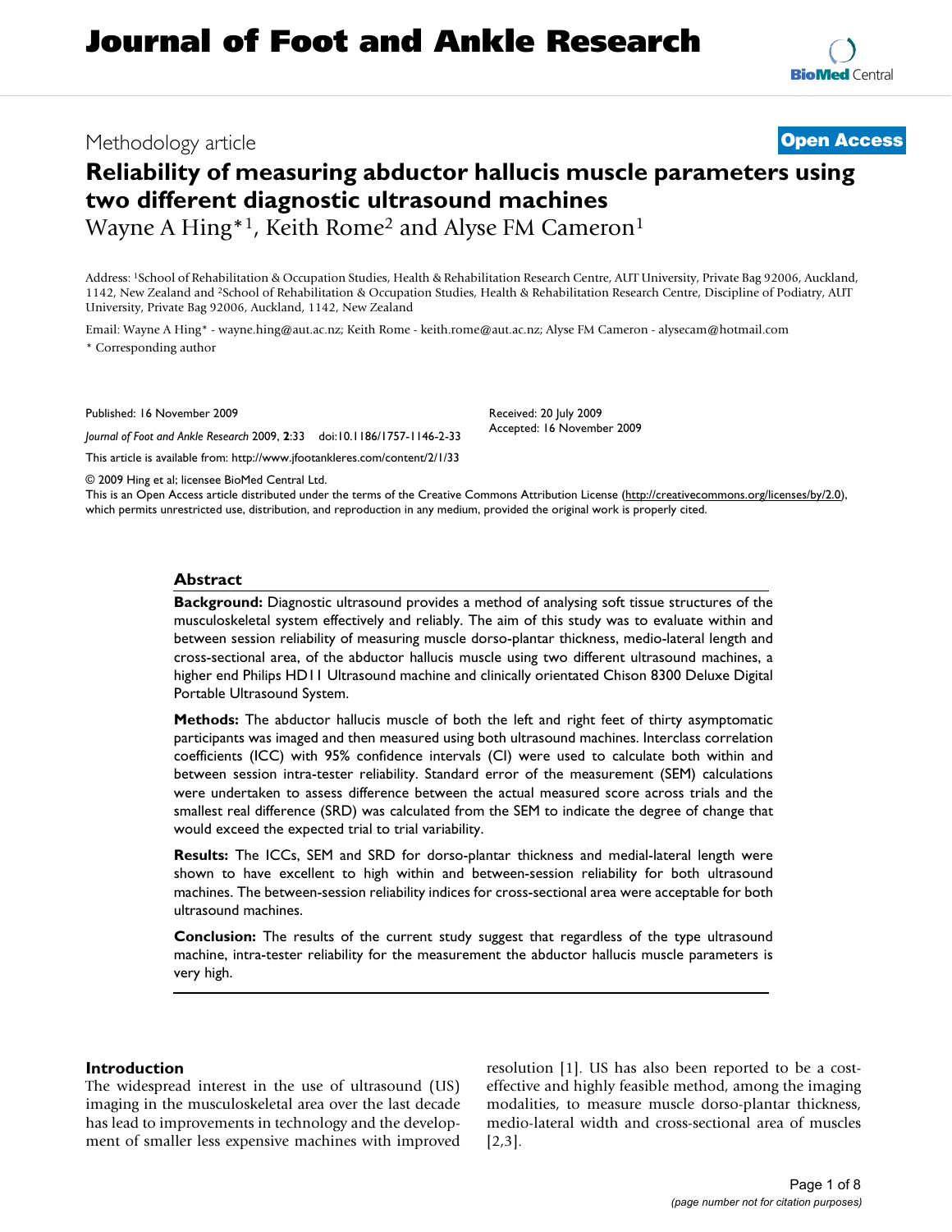# Journal of Foot and Ankle Research

Methodology article

**Open Access**

## Reliability of measuring abductor hallucis muscle parameters using two different diagnostic ultrasound machines

Wayne A Hing*[1], Keith Rome[2] and Alyse FM Cameron[1]

Address: [1]School of Rehabilitation & Occupation Studies, Health & Rehabilitation Research Centre, AUT University, Private Bag 92006, Auckland, 1142, New Zealand and [2]School of Rehabilitation & Occupation Studies, Health & Rehabilitation Research Centre, Discipline of Podiatry, AUT University, Private Bag 92006, Auckland, 1142, New Zealand

Email: Wayne A Hing* - wayne.hing@aut.ac.nz; Keith Rome - keith.rome@aut.ac.nz; Alyse FM Cameron - alysecam@hotmail.com

* Corresponding author

Published: 16 November 2009

*Journal of Foot and Ankle Research* 2009, **2**:33 doi:10.1186/1757-1146-2-33

Received: 20 July 2009
Accepted: 16 November 2009

This article is available from: http://www.jfootankleres.com/content/2/1/33

© 2009 Hing et al; licensee BioMed Central Ltd.

This is an Open Access article distributed under the terms of the Creative Commons Attribution License (http://creativecommons.org/licenses/by/2.0), which permits unrestricted use, distribution, and reproduction in any medium, provided the original work is properly cited.

### Abstract

**Background:** Diagnostic ultrasound provides a method of analysing soft tissue structures of the musculoskeletal system effectively and reliably. The aim of this study was to evaluate within and between session reliability of measuring muscle dorso-plantar thickness, medio-lateral length and cross-sectional area, of the abductor hallucis muscle using two different ultrasound machines, a higher end Philips HD11 Ultrasound machine and clinically orientated Chison 8300 Deluxe Digital Portable Ultrasound System.

**Methods:** The abductor hallucis muscle of both the left and right feet of thirty asymptomatic participants was imaged and then measured using both ultrasound machines. Interclass correlation coefficients (ICC) with 95% confidence intervals (CI) were used to calculate both within and between session intra-tester reliability. Standard error of the measurement (SEM) calculations were undertaken to assess difference between the actual measured score across trials and the smallest real difference (SRD) was calculated from the SEM to indicate the degree of change that would exceed the expected trial to trial variability.

**Results:** The ICCs, SEM and SRD for dorso-plantar thickness and medial-lateral length were shown to have excellent to high within and between-session reliability for both ultrasound machines. The between-session reliability indices for cross-sectional area were acceptable for both ultrasound machines.

**Conclusion:** The results of the current study suggest that regardless of the type ultrasound machine, intra-tester reliability for the measurement the abductor hallucis muscle parameters is very high.

### Introduction

The widespread interest in the use of ultrasound (US) imaging in the musculoskeletal area over the last decade has lead to improvements in technology and the development of smaller less expensive machines with improved resolution [1]. US has also been reported to be a cost-effective and highly feasible method, among the imaging modalities, to measure muscle dorso-plantar thickness, medio-lateral width and cross-sectional area of muscles [2,3].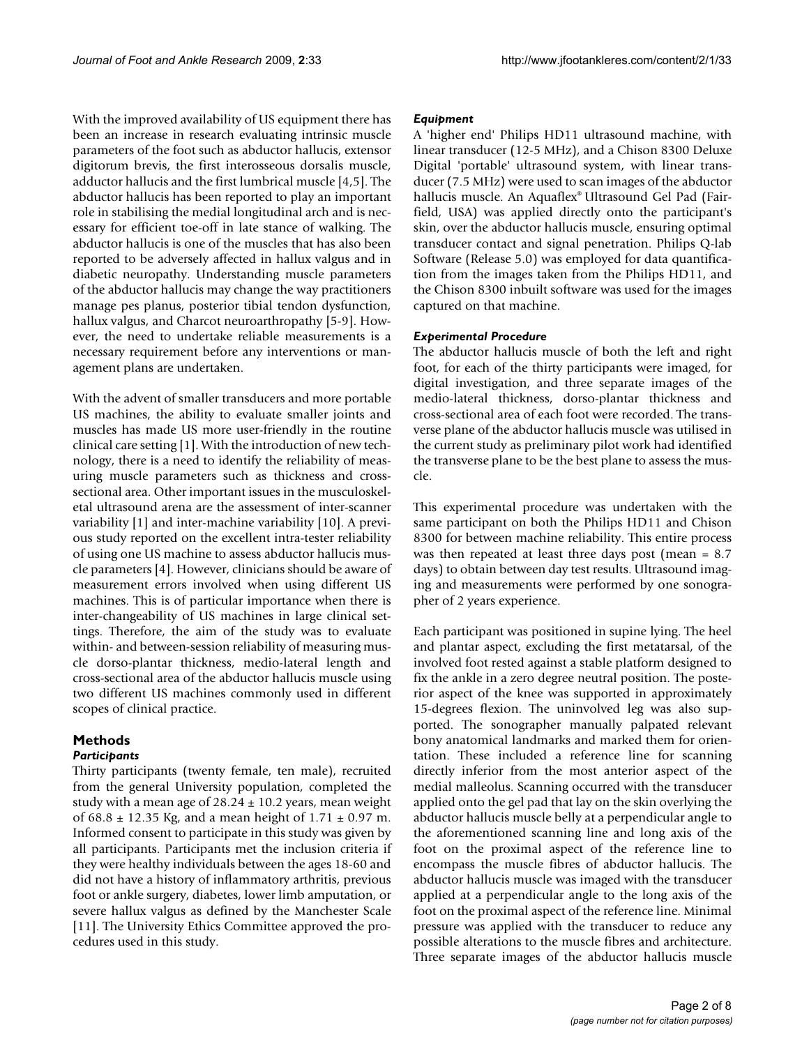With the improved availability of US equipment there has been an increase in research evaluating intrinsic muscle parameters of the foot such as abductor hallucis, extensor digitorum brevis, the first interosseous dorsalis muscle, adductor hallucis and the first lumbrical muscle [4,5]. The abductor hallucis has been reported to play an important role in stabilising the medial longitudinal arch and is necessary for efficient toe-off in late stance of walking. The abductor hallucis is one of the muscles that has also been reported to be adversely affected in hallux valgus and in diabetic neuropathy. Understanding muscle parameters of the abductor hallucis may change the way practitioners manage pes planus, posterior tibial tendon dysfunction, hallux valgus, and Charcot neuroarthropathy [5-9]. However, the need to undertake reliable measurements is a necessary requirement before any interventions or management plans are undertaken.

With the advent of smaller transducers and more portable US machines, the ability to evaluate smaller joints and muscles has made US more user-friendly in the routine clinical care setting [1]. With the introduction of new technology, there is a need to identify the reliability of measuring muscle parameters such as thickness and cross-sectional area. Other important issues in the musculoskeletal ultrasound arena are the assessment of inter-scanner variability [1] and inter-machine variability [10]. A previous study reported on the excellent intra-tester reliability of using one US machine to assess abductor hallucis muscle parameters [4]. However, clinicians should be aware of measurement errors involved when using different US machines. This is of particular importance when there is inter-changeability of US machines in large clinical settings. Therefore, the aim of the study was to evaluate within- and between-session reliability of measuring muscle dorso-plantar thickness, medio-lateral length and cross-sectional area of the abductor hallucis muscle using two different US machines commonly used in different scopes of clinical practice.

## Methods

### *Participants*

Thirty participants (twenty female, ten male), recruited from the general University population, completed the study with a mean age of 28.24 ± 10.2 years, mean weight of 68.8 ± 12.35 Kg, and a mean height of 1.71 ± 0.97 m. Informed consent to participate in this study was given by all participants. Participants met the inclusion criteria if they were healthy individuals between the ages 18-60 and did not have a history of inflammatory arthritis, previous foot or ankle surgery, diabetes, lower limb amputation, or severe hallux valgus as defined by the Manchester Scale [11]. The University Ethics Committee approved the procedures used in this study.

### *Equipment*

A 'higher end' Philips HD11 ultrasound machine, with linear transducer (12-5 MHz), and a Chison 8300 Deluxe Digital 'portable' ultrasound system, with linear transducer (7.5 MHz) were used to scan images of the abductor hallucis muscle. An Aquaflex® Ultrasound Gel Pad (Fairfield, USA) was applied directly onto the participant's skin, over the abductor hallucis muscle, ensuring optimal transducer contact and signal penetration. Philips Q-lab Software (Release 5.0) was employed for data quantification from the images taken from the Philips HD11, and the Chison 8300 inbuilt software was used for the images captured on that machine.

### *Experimental Procedure*

The abductor hallucis muscle of both the left and right foot, for each of the thirty participants were imaged, for digital investigation, and three separate images of the medio-lateral thickness, dorso-plantar thickness and cross-sectional area of each foot were recorded. The transverse plane of the abductor hallucis muscle was utilised in the current study as preliminary pilot work had identified the transverse plane to be the best plane to assess the muscle.

This experimental procedure was undertaken with the same participant on both the Philips HD11 and Chison 8300 for between machine reliability. This entire process was then repeated at least three days post (mean = 8.7 days) to obtain between day test results. Ultrasound imaging and measurements were performed by one sonographer of 2 years experience.

Each participant was positioned in supine lying. The heel and plantar aspect, excluding the first metatarsal, of the involved foot rested against a stable platform designed to fix the ankle in a zero degree neutral position. The posterior aspect of the knee was supported in approximately 15-degrees flexion. The uninvolved leg was also supported. The sonographer manually palpated relevant bony anatomical landmarks and marked them for orientation. These included a reference line for scanning directly inferior from the most anterior aspect of the medial malleolus. Scanning occurred with the transducer applied onto the gel pad that lay on the skin overlying the abductor hallucis muscle belly at a perpendicular angle to the aforementioned scanning line and long axis of the foot on the proximal aspect of the reference line to encompass the muscle fibres of abductor hallucis. The abductor hallucis muscle was imaged with the transducer applied at a perpendicular angle to the long axis of the foot on the proximal aspect of the reference line. Minimal pressure was applied with the transducer to reduce any possible alterations to the muscle fibres and architecture. Three separate images of the abductor hallucis muscle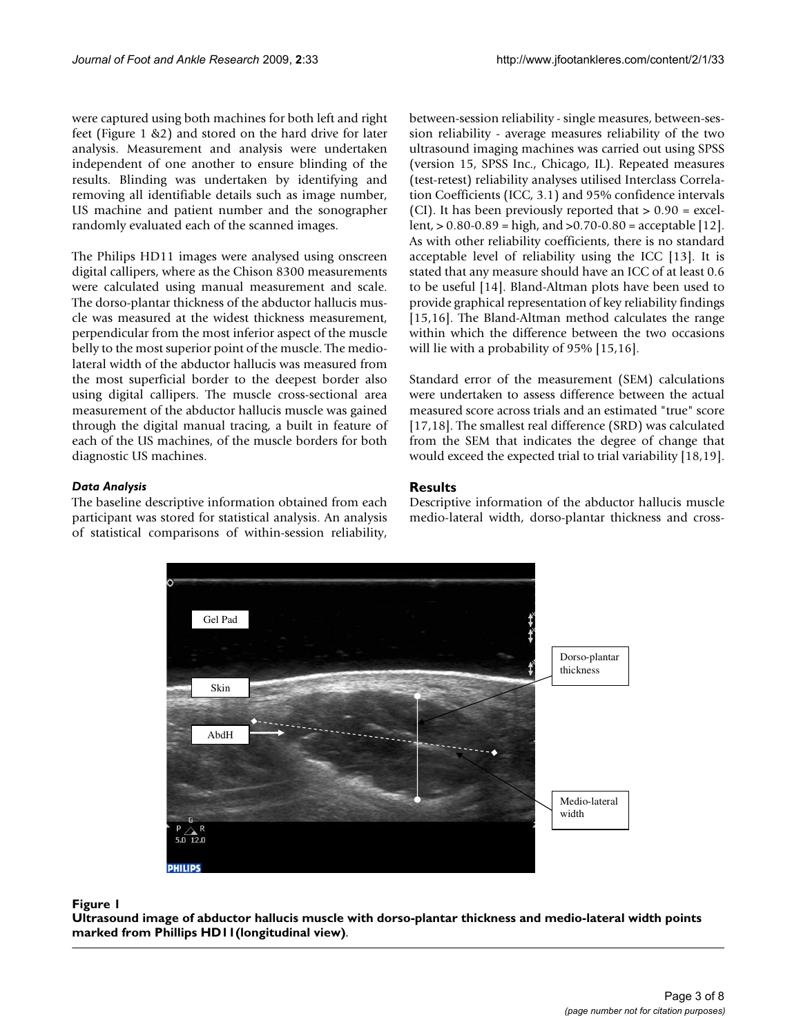were captured using both machines for both left and right feet (Figure 1 &2) and stored on the hard drive for later analysis. Measurement and analysis were undertaken independent of one another to ensure blinding of the results. Blinding was undertaken by identifying and removing all identifiable details such as image number, US machine and patient number and the sonographer randomly evaluated each of the scanned images.

The Philips HD11 images were analysed using onscreen digital callipers, where as the Chison 8300 measurements were calculated using manual measurement and scale. The dorso-plantar thickness of the abductor hallucis muscle was measured at the widest thickness measurement, perpendicular from the most inferior aspect of the muscle belly to the most superior point of the muscle. The medio-lateral width of the abductor hallucis was measured from the most superficial border to the deepest border also using digital callipers. The muscle cross-sectional area measurement of the abductor hallucis muscle was gained through the digital manual tracing, a built in feature of each of the US machines, of the muscle borders for both diagnostic US machines.

### *Data Analysis*

The baseline descriptive information obtained from each participant was stored for statistical analysis. An analysis of statistical comparisons of within-session reliability, between-session reliability - single measures, between-session reliability - average measures reliability of the two ultrasound imaging machines was carried out using SPSS (version 15, SPSS Inc., Chicago, IL). Repeated measures (test-retest) reliability analyses utilised Interclass Correlation Coefficients (ICC, 3.1) and 95% confidence intervals (CI). It has been previously reported that > 0.90 = excellent, > 0.80-0.89 = high, and >0.70-0.80 = acceptable [12]. As with other reliability coefficients, there is no standard acceptable level of reliability using the ICC [13]. It is stated that any measure should have an ICC of at least 0.6 to be useful [14]. Bland-Altman plots have been used to provide graphical representation of key reliability findings [15,16]. The Bland-Altman method calculates the range within which the difference between the two occasions will lie with a probability of 95% [15,16].

Standard error of the measurement (SEM) calculations were undertaken to assess difference between the actual measured score across trials and an estimated "true" score [17,18]. The smallest real difference (SRD) was calculated from the SEM that indicates the degree of change that would exceed the expected trial to trial variability [18,19].

## Results

Descriptive information of the abductor hallucis muscle medio-lateral width, dorso-plantar thickness and cross-

**Figure 1**
**Ultrasound image of abductor hallucis muscle with dorso-plantar thickness and medio-lateral width points marked from Phillips HD11(longitudinal view)**.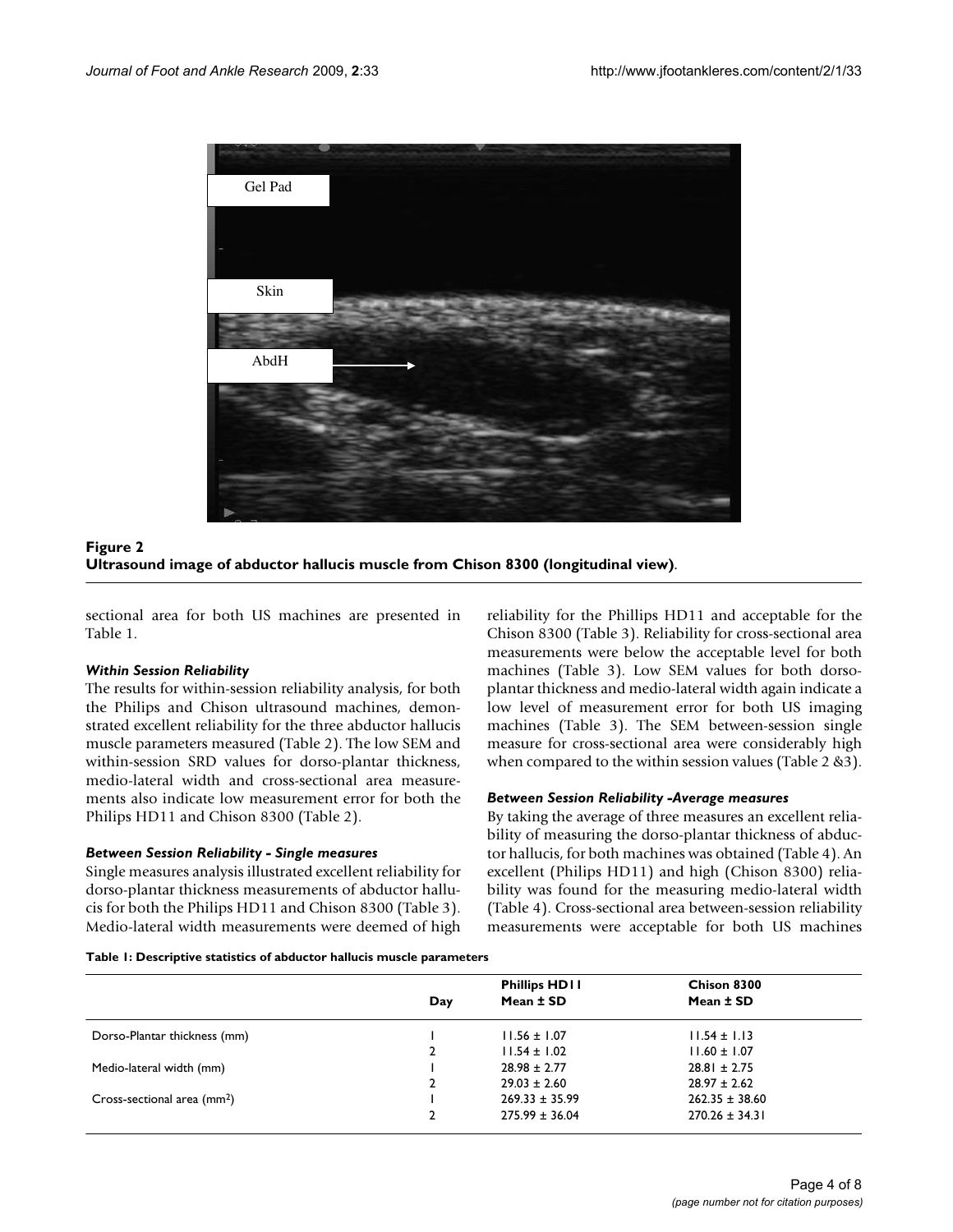**Figure 2**
**Ultrasound image of abductor hallucis muscle from Chison 8300 (longitudinal view)**.

sectional area for both US machines are presented in Table 1.

### *Within Session Reliability*

The results for within-session reliability analysis, for both the Philips and Chison ultrasound machines, demonstrated excellent reliability for the three abductor hallucis muscle parameters measured (Table 2). The low SEM and within-session SRD values for dorso-plantar thickness, medio-lateral width and cross-sectional area measurements also indicate low measurement error for both the Philips HD11 and Chison 8300 (Table 2).

### *Between Session Reliability - Single measures*

Single measures analysis illustrated excellent reliability for dorso-plantar thickness measurements of abductor hallucis for both the Philips HD11 and Chison 8300 (Table 3). Medio-lateral width measurements were deemed of high reliability for the Phillips HD11 and acceptable for the Chison 8300 (Table 3). Reliability for cross-sectional area measurements were below the acceptable level for both machines (Table 3). Low SEM values for both dorso-plantar thickness and medio-lateral width again indicate a low level of measurement error for both US imaging machines (Table 3). The SEM between-session single measure for cross-sectional area were considerably high when compared to the within session values (Table 2 &3).

### *Between Session Reliability -Average measures*

By taking the average of three measures an excellent reliability of measuring the dorso-plantar thickness of abductor hallucis, for both machines was obtained (Table 4). An excellent (Philips HD11) and high (Chison 8300) reliability was found for the measuring medio-lateral width (Table 4). Cross-sectional area between-session reliability measurements were acceptable for both US machines

**Table 1: Descriptive statistics of abductor hallucis muscle parameters**

| | Day | Phillips HD11 Mean ± SD | Chison 8300 Mean ± SD |
|---|---|---|---|
| Dorso-Plantar thickness (mm) | 1 | 11.56 ± 1.07 | 11.54 ± 1.13 |
| | 2 | 11.54 ± 1.02 | 11.60 ± 1.07 |
| Medio-lateral width (mm) | 1 | 28.98 ± 2.77 | 28.81 ± 2.75 |
| | 2 | 29.03 ± 2.60 | 28.97 ± 2.62 |
| Cross-sectional area ($mm^2$) | 1 | 269.33 ± 35.99 | 262.35 ± 38.60 |
| | 2 | 275.99 ± 36.04 | 270.26 ± 34.31 |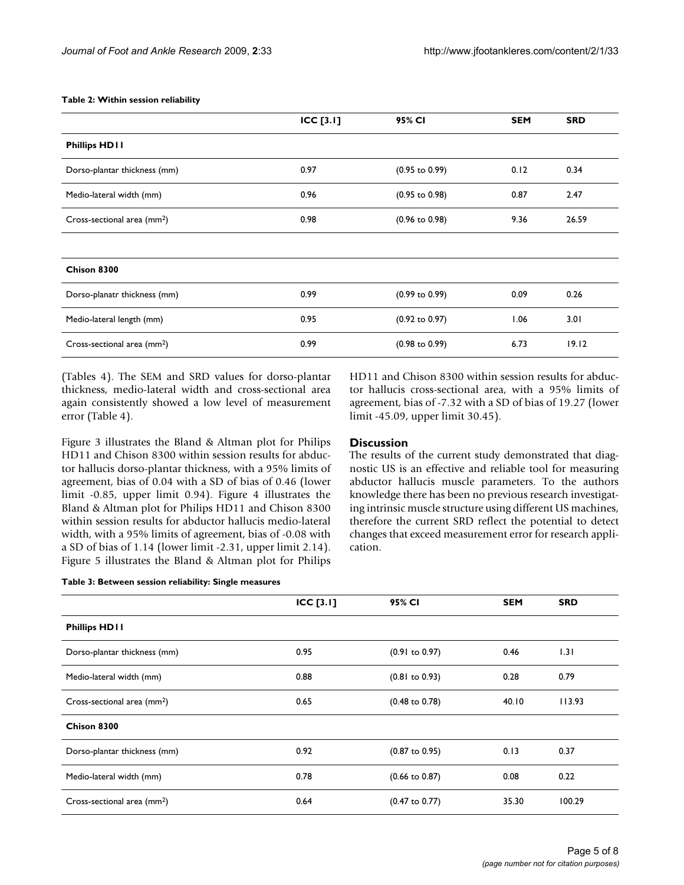**Table 2: Within session reliability**

| | ICC [3.1] | 95% CI | SEM | SRD |
|---|---|---|---|---|
| **Phillips HD11** | | | | |
| Dorso-plantar thickness (mm) | 0.97 | (0.95 to 0.99) | 0.12 | 0.34 |
| Medio-lateral width (mm) | 0.96 | (0.95 to 0.98) | 0.87 | 2.47 |
| Cross-sectional area (mm$^2$) | 0.98 | (0.96 to 0.98) | 9.36 | 26.59 |
| **Chison 8300** | | | | |
| Dorso-planatr thickness (mm) | 0.99 | (0.99 to 0.99) | 0.09 | 0.26 |
| Medio-lateral length (mm) | 0.95 | (0.92 to 0.97) | 1.06 | 3.01 |
| Cross-sectional area (mm$^2$) | 0.99 | (0.98 to 0.99) | 6.73 | 19.12 |

(Tables 4). The SEM and SRD values for dorso-plantar thickness, medio-lateral width and cross-sectional area again consistently showed a low level of measurement error (Table 4).

Figure 3 illustrates the Bland & Altman plot for Philips HD11 and Chison 8300 within session results for abductor hallucis dorso-plantar thickness, with a 95% limits of agreement, bias of 0.04 with a SD of bias of 0.46 (lower limit -0.85, upper limit 0.94). Figure 4 illustrates the Bland & Altman plot for Philips HD11 and Chison 8300 within session results for abductor hallucis medio-lateral width, with a 95% limits of agreement, bias of -0.08 with a SD of bias of 1.14 (lower limit -2.31, upper limit 2.14). Figure 5 illustrates the Bland & Altman plot for Philips HD11 and Chison 8300 within session results for abductor hallucis cross-sectional area, with a 95% limits of agreement, bias of -7.32 with a SD of bias of 19.27 (lower limit -45.09, upper limit 30.45).

## Discussion

The results of the current study demonstrated that diagnostic US is an effective and reliable tool for measuring abductor hallucis muscle parameters. To the authors knowledge there has been no previous research investigating intrinsic muscle structure using different US machines, therefore the current SRD reflect the potential to detect changes that exceed measurement error for research application.

**Table 3: Between session reliability: Single measures**

| | ICC [3.1] | 95% CI | SEM | SRD |
|---|---|---|---|---|
| **Phillips HD11** | | | | |
| Dorso-plantar thickness (mm) | 0.95 | (0.91 to 0.97) | 0.46 | 1.31 |
| Medio-lateral width (mm) | 0.88 | (0.81 to 0.93) | 0.28 | 0.79 |
| Cross-sectional area (mm$^2$) | 0.65 | (0.48 to 0.78) | 40.10 | 113.93 |
| **Chison 8300** | | | | |
| Dorso-plantar thickness (mm) | 0.92 | (0.87 to 0.95) | 0.13 | 0.37 |
| Medio-lateral width (mm) | 0.78 | (0.66 to 0.87) | 0.08 | 0.22 |
| Cross-sectional area (mm$^2$) | 0.64 | (0.47 to 0.77) | 35.30 | 100.29 |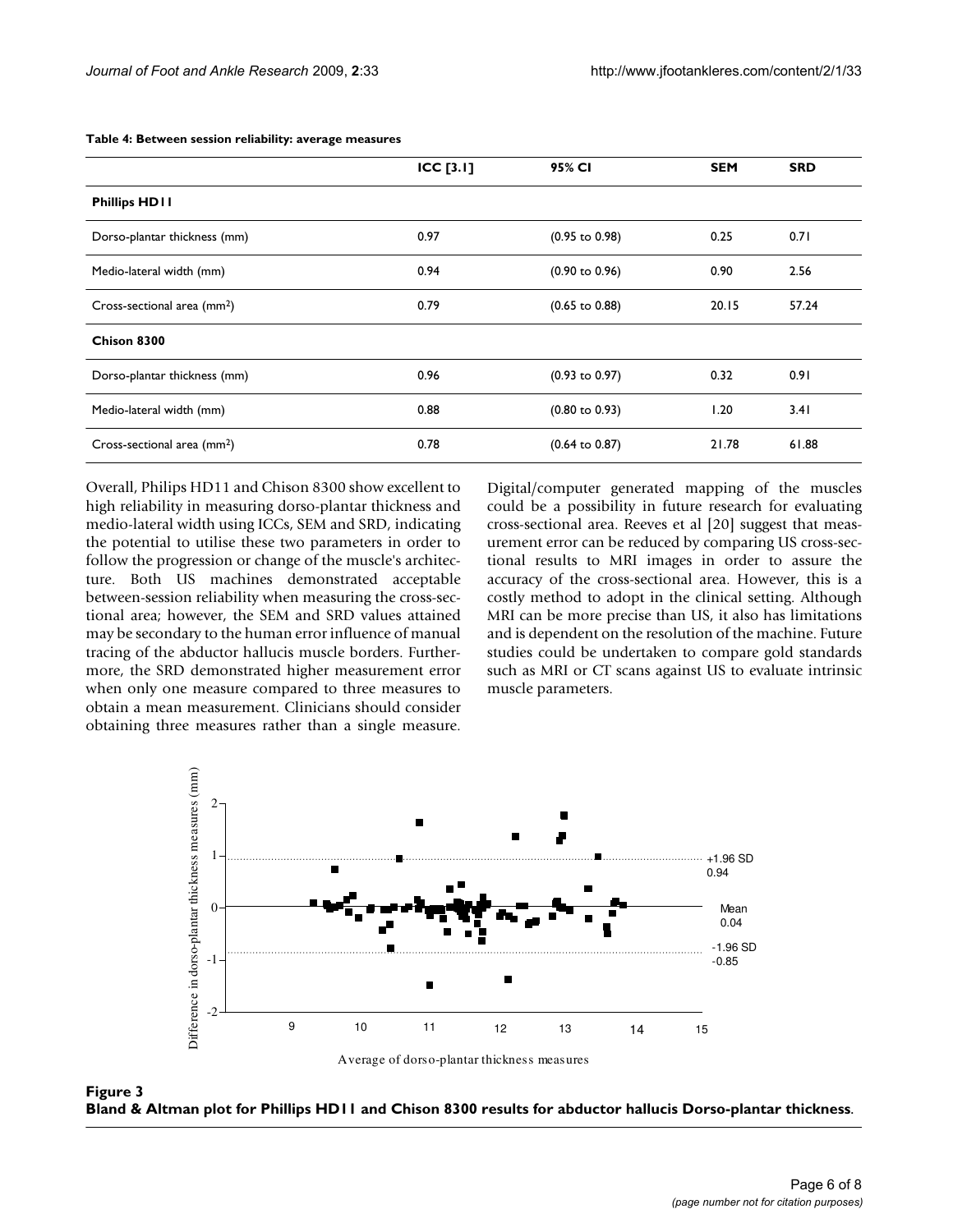**Table 4: Between session reliability: average measures**

| | ICC [3.1] | 95% CI | SEM | SRD |
|---|---|---|---|---|
| **Phillips HD11** | | | | |
| Dorso-plantar thickness (mm) | 0.97 | (0.95 to 0.98) | 0.25 | 0.71 |
| Medio-lateral width (mm) | 0.94 | (0.90 to 0.96) | 0.90 | 2.56 |
| Cross-sectional area (mm²) | 0.79 | (0.65 to 0.88) | 20.15 | 57.24 |
| **Chison 8300** | | | | |
| Dorso-plantar thickness (mm) | 0.96 | (0.93 to 0.97) | 0.32 | 0.91 |
| Medio-lateral width (mm) | 0.88 | (0.80 to 0.93) | 1.20 | 3.41 |
| Cross-sectional area (mm²) | 0.78 | (0.64 to 0.87) | 21.78 | 61.88 |

Overall, Philips HD11 and Chison 8300 show excellent to high reliability in measuring dorso-plantar thickness and medio-lateral width using ICCs, SEM and SRD, indicating the potential to utilise these two parameters in order to follow the progression or change of the muscle's architecture. Both US machines demonstrated acceptable between-session reliability when measuring the cross-sectional area; however, the SEM and SRD values attained may be secondary to the human error influence of manual tracing of the abductor hallucis muscle borders. Furthermore, the SRD demonstrated higher measurement error when only one measure compared to three measures to obtain a mean measurement. Clinicians should consider obtaining three measures rather than a single measure. Digital/computer generated mapping of the muscles could be a possibility in future research for evaluating cross-sectional area. Reeves et al [20] suggest that measurement error can be reduced by comparing US cross-sectional results to MRI images in order to assure the accuracy of the cross-sectional area. However, this is a costly method to adopt in the clinical setting. Although MRI can be more precise than US, it also has limitations and is dependent on the resolution of the machine. Future studies could be undertaken to compare gold standards such as MRI or CT scans against US to evaluate intrinsic muscle parameters.

**Figure 3**
**Bland & Altman plot for Phillips HD11 and Chison 8300 results for abductor hallucis Dorso-plantar thickness**.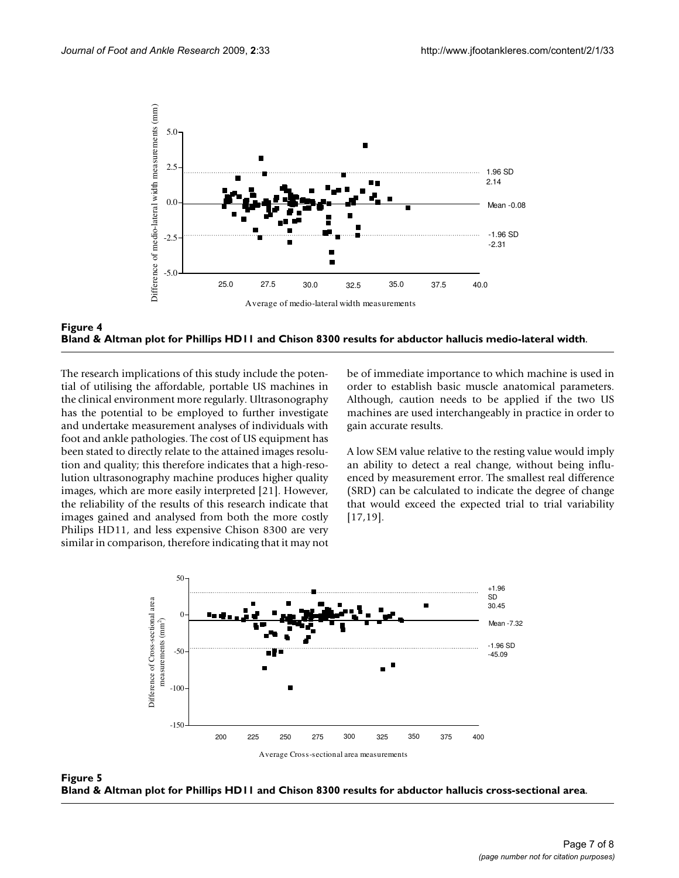**Figure 4**
**Bland & Altman plot for Phillips HD11 and Chison 8300 results for abductor hallucis medio-lateral width**.

The research implications of this study include the potential of utilising the affordable, portable US machines in the clinical environment more regularly. Ultrasonography has the potential to be employed to further investigate and undertake measurement analyses of individuals with foot and ankle pathologies. The cost of US equipment has been stated to directly relate to the attained images resolution and quality; this therefore indicates that a high-resolution ultrasonography machine produces higher quality images, which are more easily interpreted [21]. However, the reliability of the results of this research indicate that images gained and analysed from both the more costly Philips HD11, and less expensive Chison 8300 are very similar in comparison, therefore indicating that it may not be of immediate importance to which machine is used in order to establish basic muscle anatomical parameters. Although, caution needs to be applied if the two US machines are used interchangeably in practice in order to gain accurate results.

A low SEM value relative to the resting value would imply an ability to detect a real change, without being influenced by measurement error. The smallest real difference (SRD) can be calculated to indicate the degree of change that would exceed the expected trial to trial variability [17,19].

**Figure 5**
**Bland & Altman plot for Phillips HD11 and Chison 8300 results for abductor hallucis cross-sectional area**.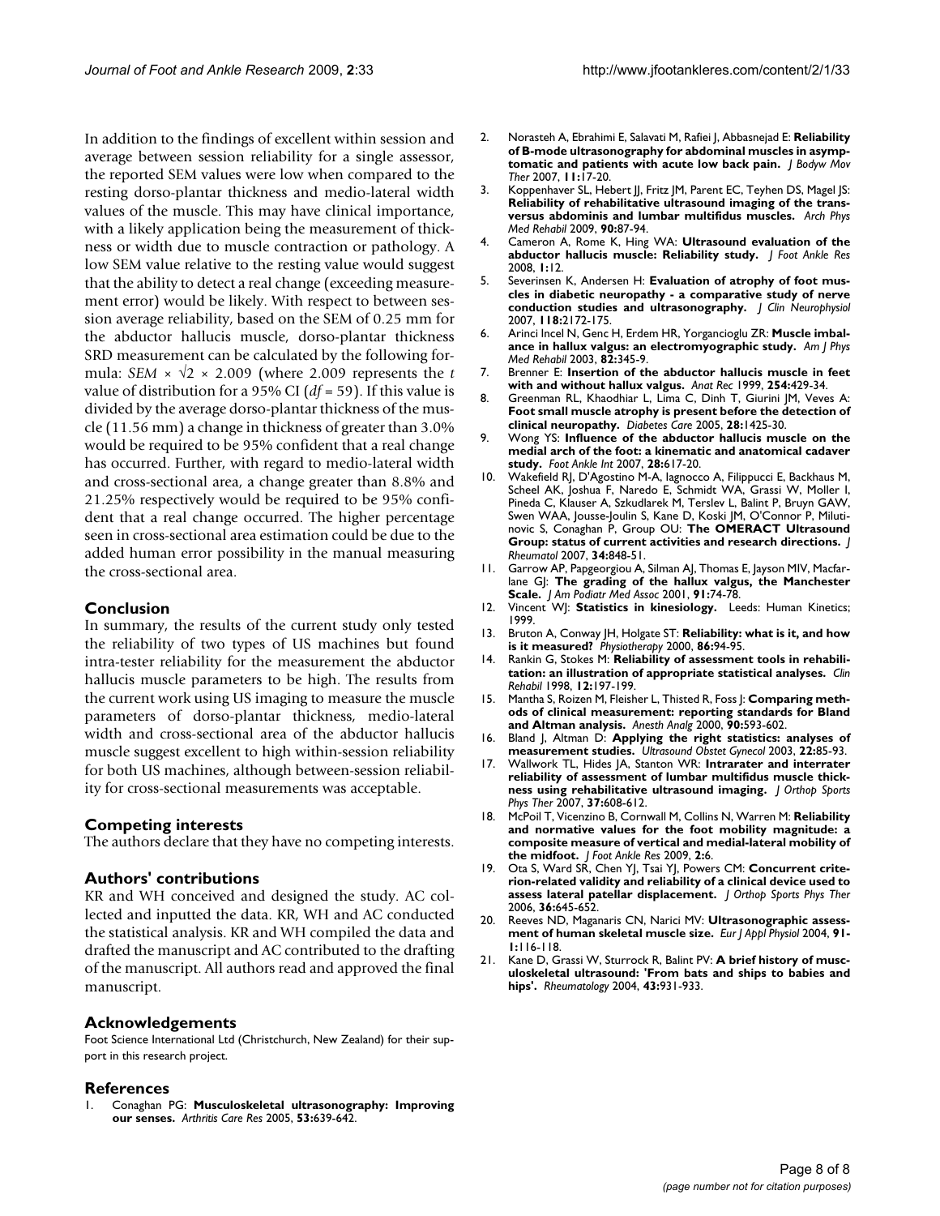In addition to the findings of excellent within session and average between session reliability for a single assessor, the reported SEM values were low when compared to the resting dorso-plantar thickness and medio-lateral width values of the muscle. This may have clinical importance, with a likely application being the measurement of thickness or width due to muscle contraction or pathology. A low SEM value relative to the resting value would suggest that the ability to detect a real change (exceeding measurement error) would be likely. With respect to between session average reliability, based on the SEM of 0.25 mm for the abductor hallucis muscle, dorso-plantar thickness SRD measurement can be calculated by the following formula: $SEM \times \sqrt{2} \times 2.009$ (where 2.009 represents the $t$ value of distribution for a 95% CI ($df = 59$). If this value is divided by the average dorso-plantar thickness of the muscle (11.56 mm) a change in thickness of greater than 3.0% would be required to be 95% confident that a real change has occurred. Further, with regard to medio-lateral width and cross-sectional area, a change greater than 8.8% and 21.25% respectively would be required to be 95% confident that a real change occurred. The higher percentage seen in cross-sectional area estimation could be due to the added human error possibility in the manual measuring the cross-sectional area.

## Conclusion

In summary, the results of the current study only tested the reliability of two types of US machines but found intra-tester reliability for the measurement the abductor hallucis muscle parameters to be high. The results from the current work using US imaging to measure the muscle parameters of dorso-plantar thickness, medio-lateral width and cross-sectional area of the abductor hallucis muscle suggest excellent to high within-session reliability for both US machines, although between-session reliability for cross-sectional measurements was acceptable.

## Competing interests

The authors declare that they have no competing interests.

## Authors' contributions

KR and WH conceived and designed the study. AC collected and inputted the data. KR, WH and AC conducted the statistical analysis. KR and WH compiled the data and drafted the manuscript and AC contributed to the drafting of the manuscript. All authors read and approved the final manuscript.

## Acknowledgements

Foot Science International Ltd (Christchurch, New Zealand) for their support in this research project.

## References

1. Conaghan PG: **Musculoskeletal ultrasonography: Improving our senses.** *Arthritis Care Res* 2005, **53:**639-642.
2. Norasteh A, Ebrahimi E, Salavati M, Rafiei J, Abbasnejad E: **Reliability of B-mode ultrasonography for abdominal muscles in asymptomatic and patients with acute low back pain.** *J Bodyw Mov Ther* 2007, **11:**17-20.
3. Koppenhaver SL, Hebert JJ, Fritz JM, Parent EC, Teyhen DS, Magel JS: **Reliability of rehabilitative ultrasound imaging of the transversus abdominis and lumbar multifidus muscles.** *Arch Phys Med Rehabil* 2009, **90:**87-94.
4. Cameron A, Rome K, Hing WA: **Ultrasound evaluation of the abductor hallucis muscle: Reliability study.** *J Foot Ankle Res* 2008, **1:**12.
5. Severinsen K, Andersen H: **Evaluation of atrophy of foot muscles in diabetic neuropathy - a comparative study of nerve conduction studies and ultrasonography.** *J Clin Neurophysiol* 2007, **118:**2172-175.
6. Arinci Incel N, Genc H, Erdem HR, Yorgancioglu ZR: **Muscle imbalance in hallux valgus: an electromyographic study.** *Am J Phys Med Rehabil* 2003, **82:**345-9.
7. Brenner E: **Insertion of the abductor hallucis muscle in feet with and without hallux valgus.** *Anat Rec* 1999, **254:**429-34.
8. Greenman RL, Khaodhiar L, Lima C, Dinh T, Giurini JM, Veves A: **Foot small muscle atrophy is present before the detection of clinical neuropathy.** *Diabetes Care* 2005, **28:**1425-30.
9. Wong YS: **Influence of the abductor hallucis muscle on the medial arch of the foot: a kinematic and anatomical cadaver study.** *Foot Ankle Int* 2007, **28:**617-20.
10. Wakefield RJ, D'Agostino M-A, Iagnocco A, Filippucci E, Backhaus M, Scheel AK, Joshua F, Naredo E, Schmidt WA, Grassi W, Moller I, Pineda C, Klauser A, Szkudlarek M, Terslev L, Balint P, Bruyn GAW, Swen WAA, Jousse-Joulin S, Kane D, Koski JM, O'Connor P, Milutinovic S, Conaghan P, Group OU: **The OMERACT Ultrasound Group: status of current activities and research directions.** *J Rheumatol* 2007, **34:**848-51.
11. Garrow AP, Papgeorgiou A, Silman AJ, Thomas E, Jayson MIV, Macfarlane GJ: **The grading of the hallux valgus, the Manchester Scale.** *J Am Podiatr Med Assoc* 2001, **91:**74-78.
12. Vincent WJ: **Statistics in kinesiology.** Leeds: Human Kinetics; 1999.
13. Bruton A, Conway JH, Holgate ST: **Reliability: what is it, and how is it measured?** *Physiotherapy* 2000, **86:**94-95.
14. Rankin G, Stokes M: **Reliability of assessment tools in rehabilitation: an illustration of appropriate statistical analyses.** *Clin Rehabil* 1998, **12:**197-199.
15. Mantha S, Roizen M, Fleisher L, Thisted R, Foss J: **Comparing methods of clinical measurement: reporting standards for Bland and Altman analysis.** *Anesth Analg* 2000, **90:**593-602.
16. Bland J, Altman D: **Applying the right statistics: analyses of measurement studies.** *Ultrasound Obstet Gynecol* 2003, **22:**85-93.
17. Wallwork TL, Hides JA, Stanton WR: **Intrarater and interrater reliability of assessment of lumbar multifidus muscle thickness using rehabilitative ultrasound imaging.** *J Orthop Sports Phys Ther* 2007, **37:**608-612.
18. McPoil T, Vicenzino B, Cornwall M, Collins N, Warren M: **Reliability and normative values for the foot mobility magnitude: a composite measure of vertical and medial-lateral mobility of the midfoot.** *J Foot Ankle Res* 2009, **2:**6.
19. Ota S, Ward SR, Chen YJ, Tsai YJ, Powers CM: **Concurrent criterion-related validity and reliability of a clinical device used to assess lateral patellar displacement.** *J Orthop Sports Phys Ther* 2006, **36:**645-652.
20. Reeves ND, Maganaris CN, Narici MV: **Ultrasonographic assessment of human skeletal muscle size.** *Eur J Appl Physiol* 2004, **91-1:**116-118.
21. Kane D, Grassi W, Sturrock R, Balint PV: **A brief history of musculoskeletal ultrasound: 'From bats and ships to babies and hips'.** *Rheumatology* 2004, **43:**931-933.